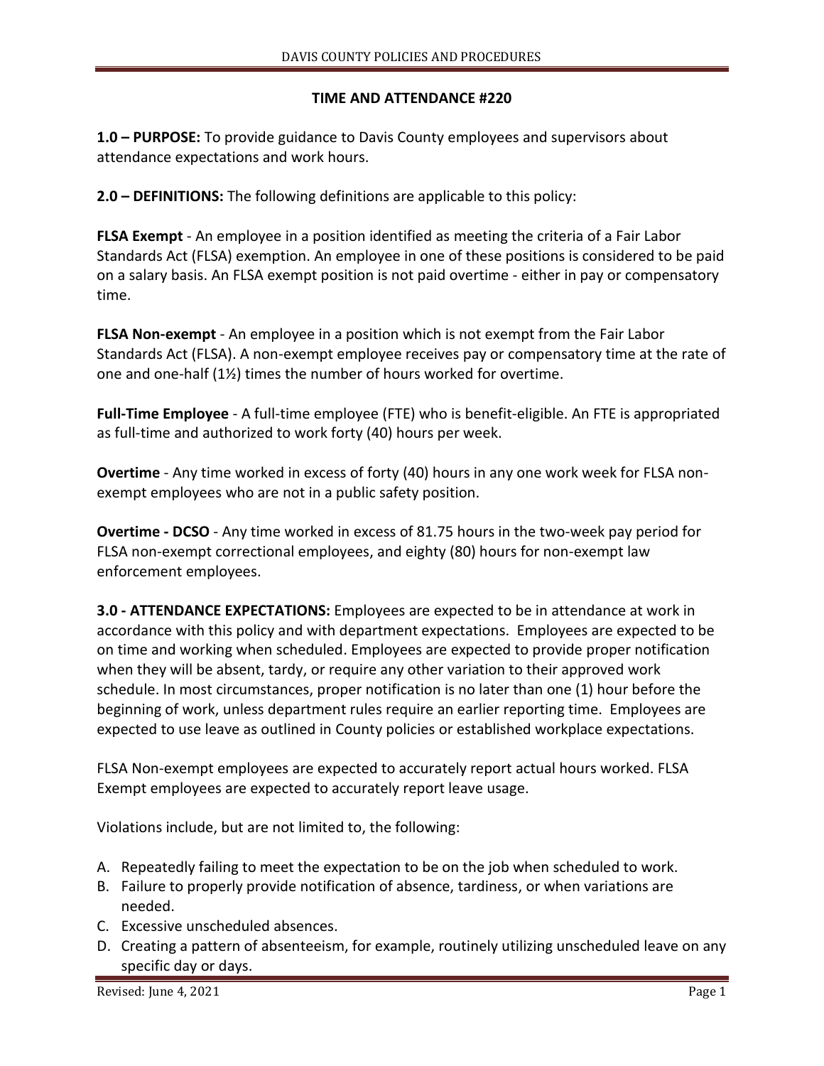# TIME AND ATTENDANCE #220

**1.0 – PURPOSE:** To provide guidance to Davis County employees and supervisors about attendance expectations and work hours.

**2.0 – DEFINITIONS:** The following definitions are applicable to this policy:

**FLSA Exempt** - An employee in a position identified as meeting the criteria of a Fair Labor Standards Act (FLSA) exemption. An employee in one of these positions is considered to be paid on a salary basis. An FLSA exempt position is not paid overtime - either in pay or compensatory time.

**FLSA Non-exempt** - An employee in a position which is not exempt from the Fair Labor Standards Act (FLSA). A non-exempt employee receives pay or compensatory time at the rate of one and one-half (1½) times the number of hours worked for overtime.

**Full-Time Employee** - A full-time employee (FTE) who is benefit-eligible. An FTE is appropriated as full-time and authorized to work forty (40) hours per week.

**Overtime** - Any time worked in excess of forty (40) hours in any one work week for FLSA non-exempt employees who are not in a public safety position.

**Overtime - DCSO** - Any time worked in excess of 81.75 hours in the two-week pay period for FLSA non-exempt correctional employees, and eighty (80) hours for non-exempt law enforcement employees.

**3.0 - ATTENDANCE EXPECTATIONS:** Employees are expected to be in attendance at work in accordance with this policy and with department expectations. Employees are expected to be on time and working when scheduled. Employees are expected to provide proper notification when they will be absent, tardy, or require any other variation to their approved work schedule. In most circumstances, proper notification is no later than one (1) hour before the beginning of work, unless department rules require an earlier reporting time. Employees are expected to use leave as outlined in County policies or established workplace expectations.

FLSA Non-exempt employees are expected to accurately report actual hours worked. FLSA Exempt employees are expected to accurately report leave usage.

Violations include, but are not limited to, the following:

A. Repeatedly failing to meet the expectation to be on the job when scheduled to work.
B. Failure to properly provide notification of absence, tardiness, or when variations are needed.
C. Excessive unscheduled absences.
D. Creating a pattern of absenteeism, for example, routinely utilizing unscheduled leave on any specific day or days.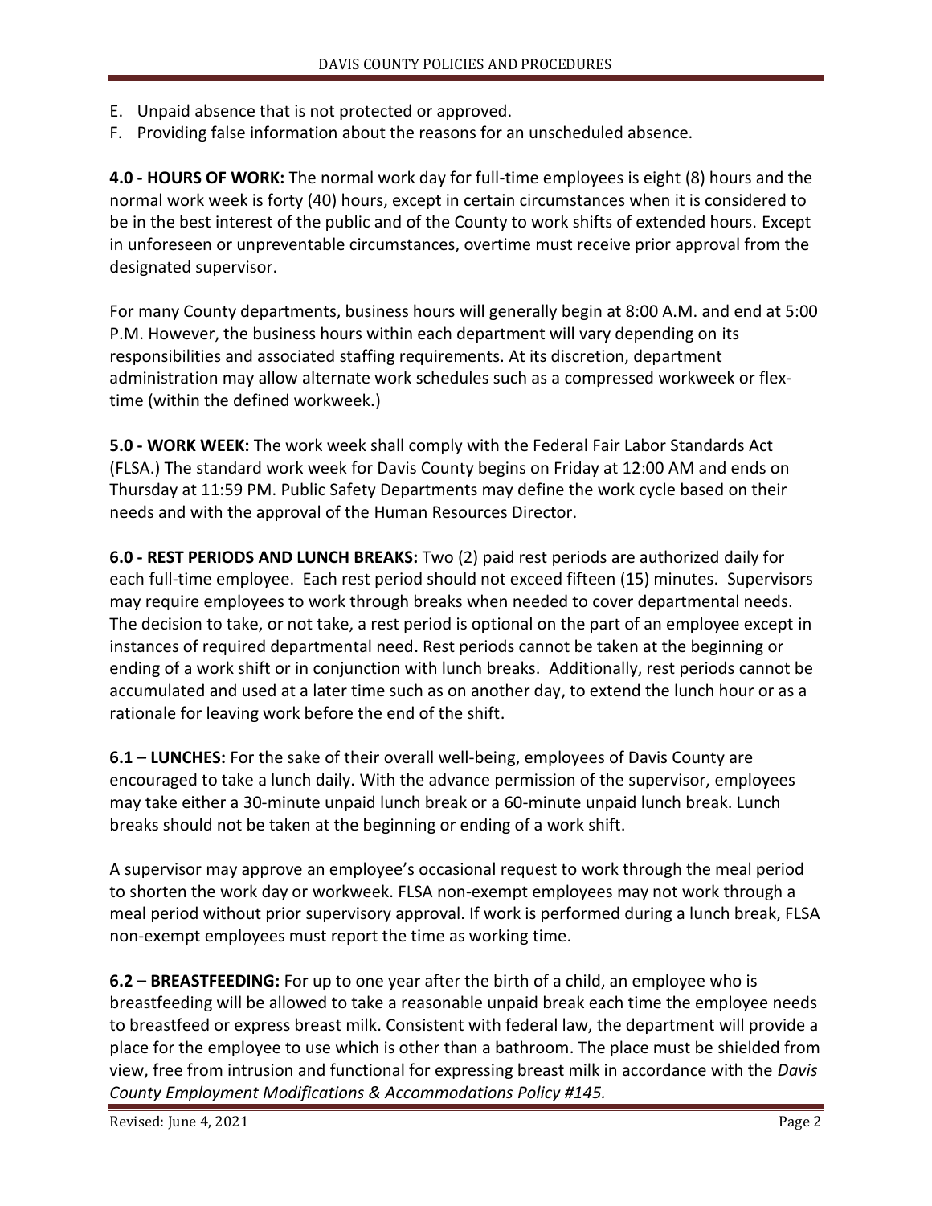E. Unpaid absence that is not protected or approved.
F. Providing false information about the reasons for an unscheduled absence.

**4.0 - HOURS OF WORK:** The normal work day for full-time employees is eight (8) hours and the normal work week is forty (40) hours, except in certain circumstances when it is considered to be in the best interest of the public and of the County to work shifts of extended hours. Except in unforeseen or unpreventable circumstances, overtime must receive prior approval from the designated supervisor.

For many County departments, business hours will generally begin at 8:00 A.M. and end at 5:00 P.M. However, the business hours within each department will vary depending on its responsibilities and associated staffing requirements. At its discretion, department administration may allow alternate work schedules such as a compressed workweek or flex-time (within the defined workweek.)

**5.0 - WORK WEEK:** The work week shall comply with the Federal Fair Labor Standards Act (FLSA.) The standard work week for Davis County begins on Friday at 12:00 AM and ends on Thursday at 11:59 PM. Public Safety Departments may define the work cycle based on their needs and with the approval of the Human Resources Director.

**6.0 - REST PERIODS AND LUNCH BREAKS:** Two (2) paid rest periods are authorized daily for each full-time employee. Each rest period should not exceed fifteen (15) minutes. Supervisors may require employees to work through breaks when needed to cover departmental needs. The decision to take, or not take, a rest period is optional on the part of an employee except in instances of required departmental need. Rest periods cannot be taken at the beginning or ending of a work shift or in conjunction with lunch breaks. Additionally, rest periods cannot be accumulated and used at a later time such as on another day, to extend the lunch hour or as a rationale for leaving work before the end of the shift.

**6.1** – **LUNCHES:** For the sake of their overall well-being, employees of Davis County are encouraged to take a lunch daily. With the advance permission of the supervisor, employees may take either a 30-minute unpaid lunch break or a 60-minute unpaid lunch break. Lunch breaks should not be taken at the beginning or ending of a work shift.

A supervisor may approve an employee's occasional request to work through the meal period to shorten the work day or workweek. FLSA non-exempt employees may not work through a meal period without prior supervisory approval. If work is performed during a lunch break, FLSA non-exempt employees must report the time as working time.

**6.2 – BREASTFEEDING:** For up to one year after the birth of a child, an employee who is breastfeeding will be allowed to take a reasonable unpaid break each time the employee needs to breastfeed or express breast milk. Consistent with federal law, the department will provide a place for the employee to use which is other than a bathroom. The place must be shielded from view, free from intrusion and functional for expressing breast milk in accordance with the *Davis County Employment Modifications & Accommodations Policy #145.*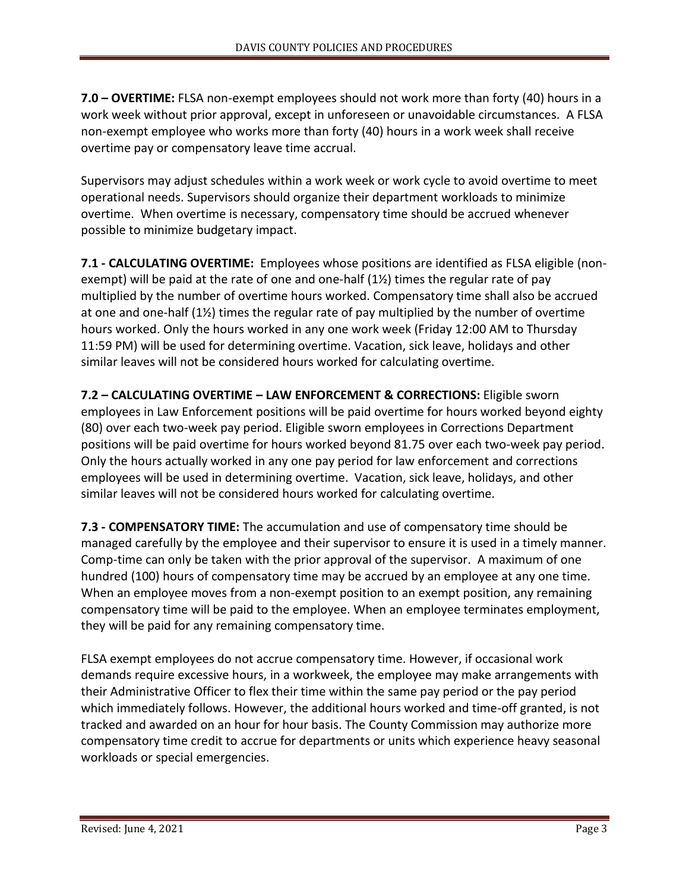**7.0 – OVERTIME:** FLSA non-exempt employees should not work more than forty (40) hours in a work week without prior approval, except in unforeseen or unavoidable circumstances. A FLSA non-exempt employee who works more than forty (40) hours in a work week shall receive overtime pay or compensatory leave time accrual.

Supervisors may adjust schedules within a work week or work cycle to avoid overtime to meet operational needs. Supervisors should organize their department workloads to minimize overtime. When overtime is necessary, compensatory time should be accrued whenever possible to minimize budgetary impact.

**7.1 - CALCULATING OVERTIME:** Employees whose positions are identified as FLSA eligible (non-exempt) will be paid at the rate of one and one-half (1½) times the regular rate of pay multiplied by the number of overtime hours worked. Compensatory time shall also be accrued at one and one-half (1½) times the regular rate of pay multiplied by the number of overtime hours worked. Only the hours worked in any one work week (Friday 12:00 AM to Thursday 11:59 PM) will be used for determining overtime. Vacation, sick leave, holidays and other similar leaves will not be considered hours worked for calculating overtime.

**7.2 – CALCULATING OVERTIME – LAW ENFORCEMENT & CORRECTIONS:** Eligible sworn employees in Law Enforcement positions will be paid overtime for hours worked beyond eighty (80) over each two-week pay period. Eligible sworn employees in Corrections Department positions will be paid overtime for hours worked beyond 81.75 over each two-week pay period. Only the hours actually worked in any one pay period for law enforcement and corrections employees will be used in determining overtime. Vacation, sick leave, holidays, and other similar leaves will not be considered hours worked for calculating overtime.

**7.3 - COMPENSATORY TIME:** The accumulation and use of compensatory time should be managed carefully by the employee and their supervisor to ensure it is used in a timely manner. Comp-time can only be taken with the prior approval of the supervisor. A maximum of one hundred (100) hours of compensatory time may be accrued by an employee at any one time. When an employee moves from a non-exempt position to an exempt position, any remaining compensatory time will be paid to the employee. When an employee terminates employment, they will be paid for any remaining compensatory time.

FLSA exempt employees do not accrue compensatory time. However, if occasional work demands require excessive hours, in a workweek, the employee may make arrangements with their Administrative Officer to flex their time within the same pay period or the pay period which immediately follows. However, the additional hours worked and time-off granted, is not tracked and awarded on an hour for hour basis. The County Commission may authorize more compensatory time credit to accrue for departments or units which experience heavy seasonal workloads or special emergencies.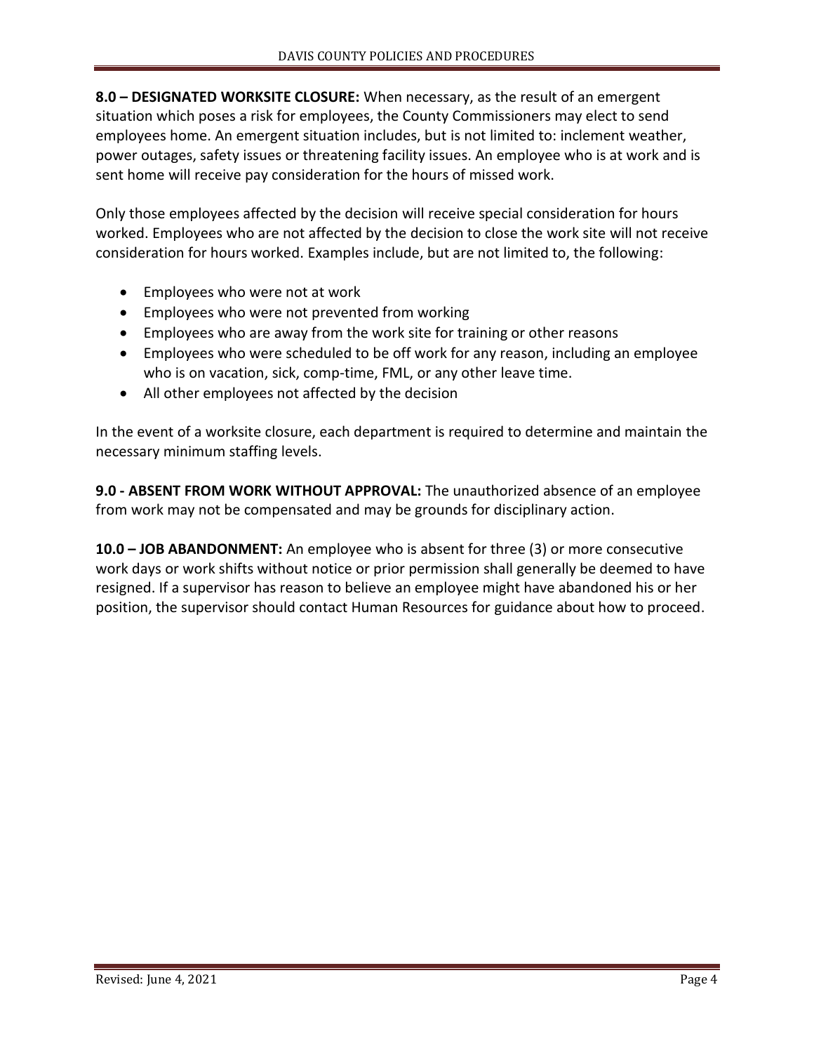**8.0 – DESIGNATED WORKSITE CLOSURE:** When necessary, as the result of an emergent situation which poses a risk for employees, the County Commissioners may elect to send employees home. An emergent situation includes, but is not limited to: inclement weather, power outages, safety issues or threatening facility issues. An employee who is at work and is sent home will receive pay consideration for the hours of missed work.

Only those employees affected by the decision will receive special consideration for hours worked. Employees who are not affected by the decision to close the work site will not receive consideration for hours worked. Examples include, but are not limited to, the following:

- Employees who were not at work
- Employees who were not prevented from working
- Employees who are away from the work site for training or other reasons
- Employees who were scheduled to be off work for any reason, including an employee who is on vacation, sick, comp-time, FML, or any other leave time.
- All other employees not affected by the decision

In the event of a worksite closure, each department is required to determine and maintain the necessary minimum staffing levels.

**9.0 - ABSENT FROM WORK WITHOUT APPROVAL:** The unauthorized absence of an employee from work may not be compensated and may be grounds for disciplinary action.

**10.0 – JOB ABANDONMENT:** An employee who is absent for three (3) or more consecutive work days or work shifts without notice or prior permission shall generally be deemed to have resigned. If a supervisor has reason to believe an employee might have abandoned his or her position, the supervisor should contact Human Resources for guidance about how to proceed.